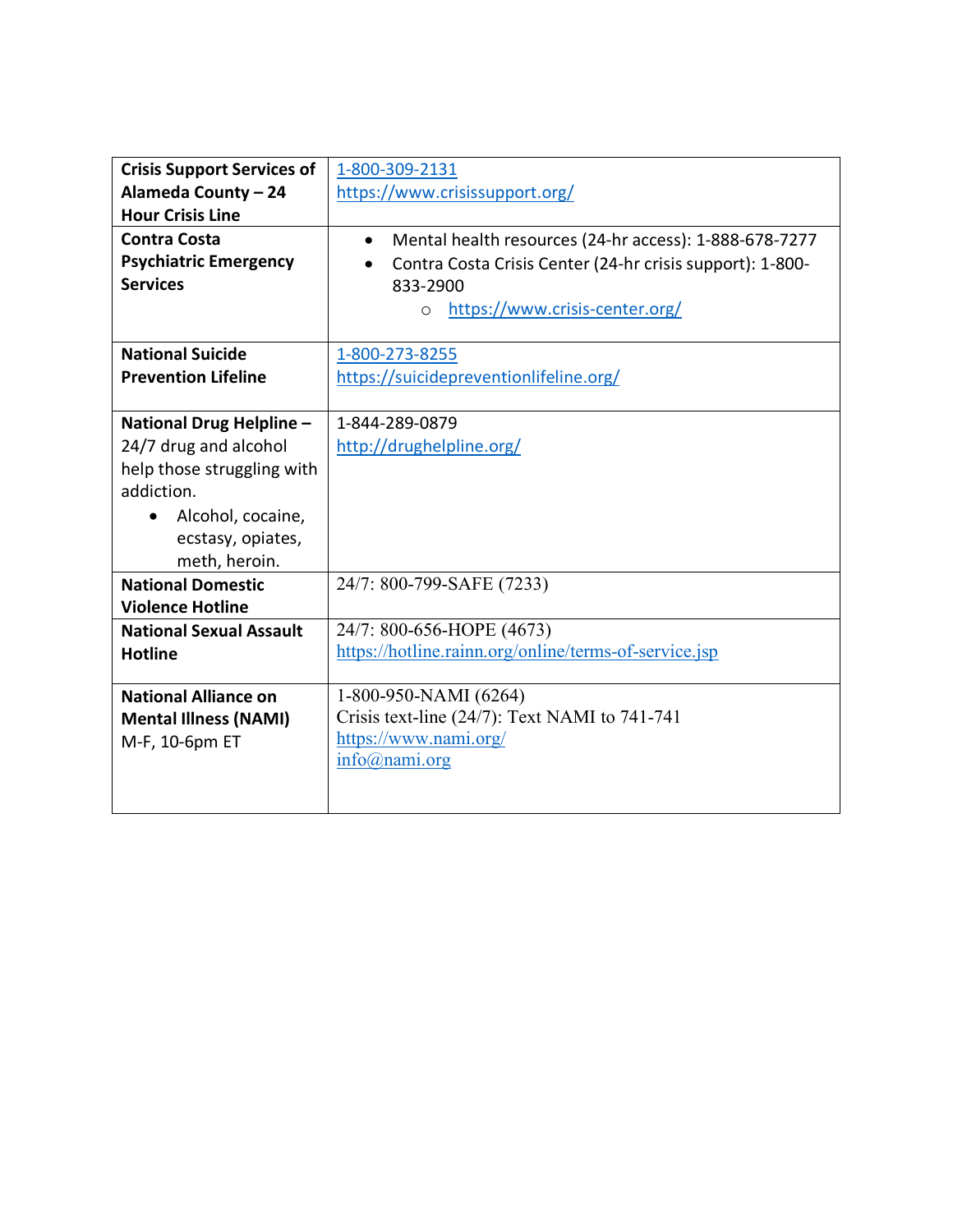| **Crisis Support Services of Alameda County – 24 Hour Crisis Line** | 1-800-309-2131<br>https://www.crisissupport.org/ |
|---|---|
| **Contra Costa Psychiatric Emergency Services** | • Mental health resources (24-hr access): 1-888-678-7277<br>• Contra Costa Crisis Center (24-hr crisis support): 1-800-833-2900<br>  ○ https://www.crisis-center.org/ |
| **National Suicide Prevention Lifeline** | 1-800-273-8255<br>https://suicidepreventionlifeline.org/ |
| **National Drug Helpline –** 24/7 drug and alcohol help those struggling with addiction.<br>• Alcohol, cocaine, ecstasy, opiates, meth, heroin. | 1-844-289-0879<br>http://drughelpline.org/ |
| **National Domestic Violence Hotline** | 24/7: 800-799-SAFE (7233) |
| **National Sexual Assault Hotline** | 24/7: 800-656-HOPE (4673)<br>https://hotline.rainn.org/online/terms-of-service.jsp |
| **National Alliance on Mental Illness (NAMI)** M-F, 10-6pm ET | 1-800-950-NAMI (6264)<br>Crisis text-line (24/7): Text NAMI to 741-741<br>https://www.nami.org/<br>info@nami.org |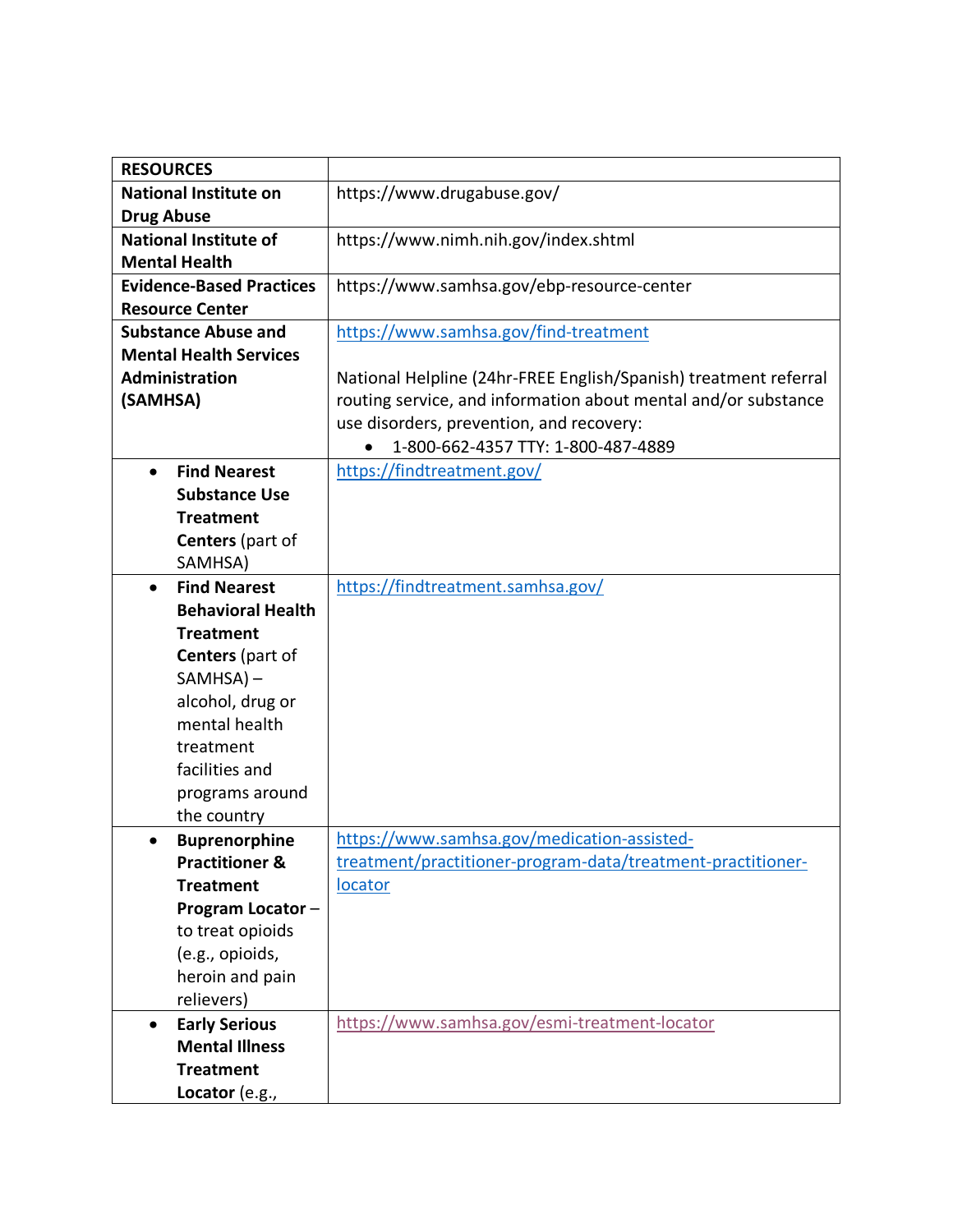| RESOURCES | |
|---|---|
| **National Institute on Drug Abuse** | https://www.drugabuse.gov/ |
| **National Institute of Mental Health** | https://www.nimh.nih.gov/index.shtml |
| **Evidence-Based Practices Resource Center** | https://www.samhsa.gov/ebp-resource-center |
| **Substance Abuse and Mental Health Services Administration (SAMHSA)** | https://www.samhsa.gov/find-treatment<br><br>National Helpline (24hr-FREE English/Spanish) treatment referral routing service, and information about mental and/or substance use disorders, prevention, and recovery:<br>• 1-800-662-4357 TTY: 1-800-487-4889 |
| • **Find Nearest Substance Use Treatment Centers** (part of SAMHSA) | https://findtreatment.gov/ |
| • **Find Nearest Behavioral Health Treatment Centers** (part of SAMHSA) – alcohol, drug or mental health treatment facilities and programs around the country | https://findtreatment.samhsa.gov/ |
| • **Buprenorphine Practitioner & Treatment Program Locator** – to treat opioids (e.g., opioids, heroin and pain relievers) | https://www.samhsa.gov/medication-assisted-treatment/practitioner-program-data/treatment-practitioner-locator |
| • **Early Serious Mental Illness Treatment Locator** (e.g., | https://www.samhsa.gov/esmi-treatment-locator |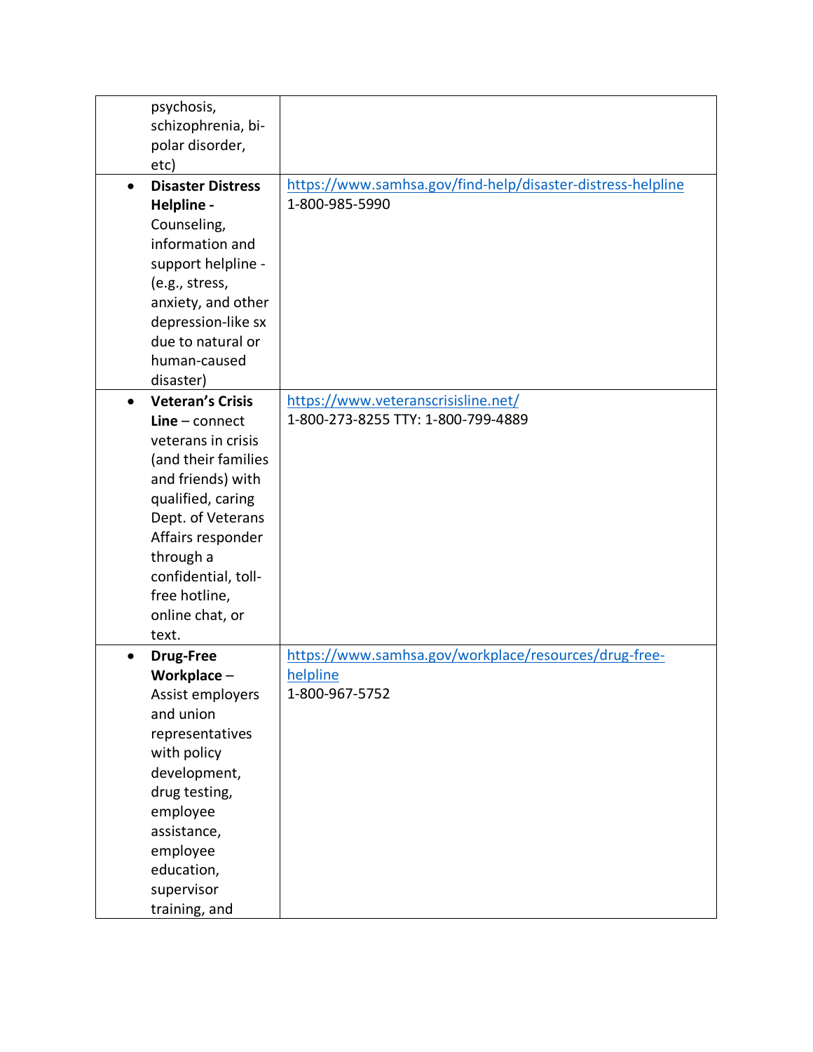| | |
|---|---|
| psychosis, schizophrenia, bi-polar disorder, etc) | |
| • **Disaster Distress Helpline -** Counseling, information and support helpline - (e.g., stress, anxiety, and other depression-like sx due to natural or human-caused disaster) | [https://www.samhsa.gov/find-help/disaster-distress-helpline](https://www.samhsa.gov/find-help/disaster-distress-helpline) 1-800-985-5990 |
| • **Veteran's Crisis Line** – connect veterans in crisis (and their families and friends) with qualified, caring Dept. of Veterans Affairs responder through a confidential, toll-free hotline, online chat, or text. | [https://www.veteranscrisisline.net/](https://www.veteranscrisisline.net/) 1-800-273-8255 TTY: 1-800-799-4889 |
| • **Drug-Free Workplace** – Assist employers and union representatives with policy development, drug testing, employee assistance, employee education, supervisor training, and | [https://www.samhsa.gov/workplace/resources/drug-free-helpline](https://www.samhsa.gov/workplace/resources/drug-free-helpline) 1-800-967-5752 |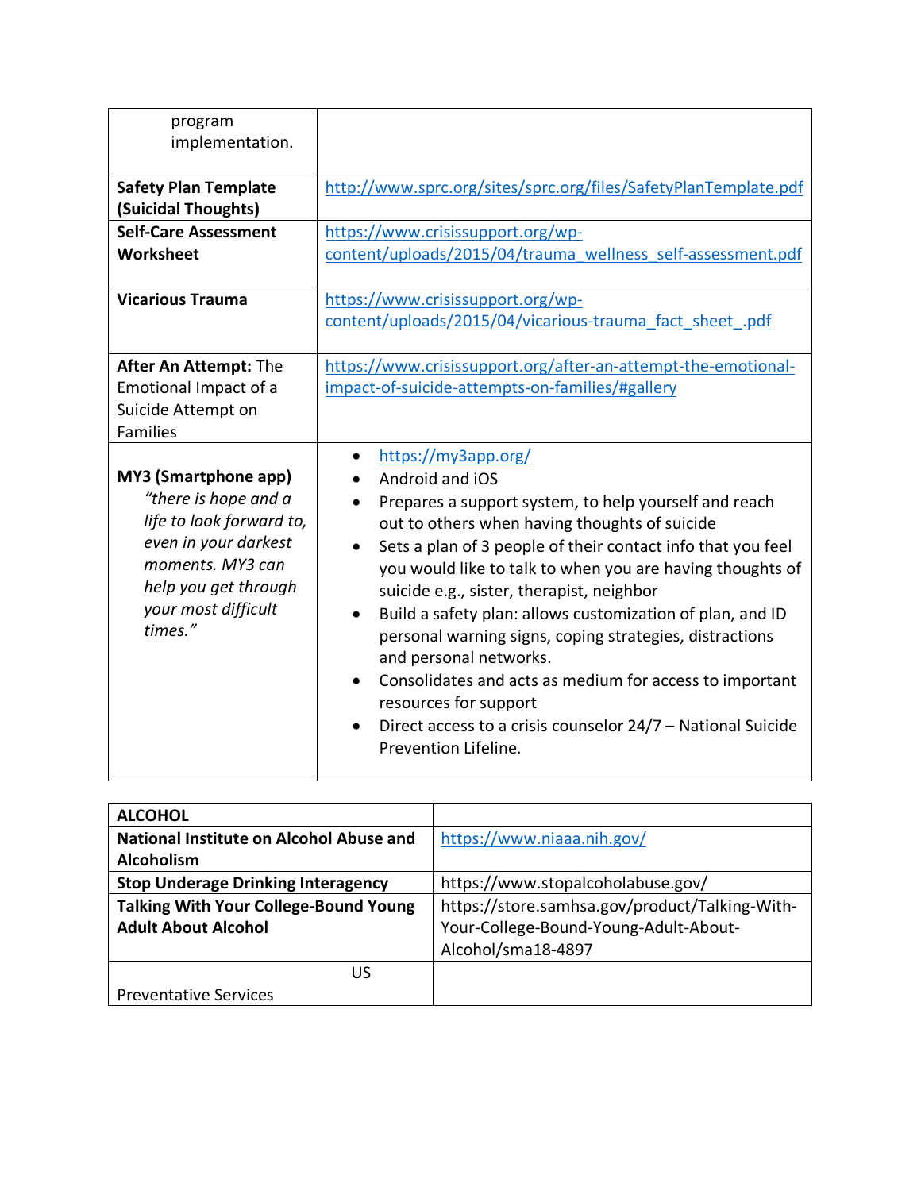| | |
|---|---|
| program implementation. | |
| **Safety Plan Template (Suicidal Thoughts)** | http://www.sprc.org/sites/sprc.org/files/SafetyPlanTemplate.pdf |
| **Self-Care Assessment Worksheet** | https://www.crisissupport.org/wp-content/uploads/2015/04/trauma_wellness_self-assessment.pdf |
| **Vicarious Trauma** | https://www.crisissupport.org/wp-content/uploads/2015/04/vicarious-trauma_fact_sheet_.pdf |
| **After An Attempt:** The Emotional Impact of a Suicide Attempt on Families | https://www.crisissupport.org/after-an-attempt-the-emotional-impact-of-suicide-attempts-on-families/#gallery |
| **MY3 (Smartphone app)** *"there is hope and a life to look forward to, even in your darkest moments. MY3 can help you get through your most difficult times."* | • https://my3app.org/ <br>• Android and iOS <br>• Prepares a support system, to help yourself and reach out to others when having thoughts of suicide <br>• Sets a plan of 3 people of their contact info that you feel you would like to talk to when you are having thoughts of suicide e.g., sister, therapist, neighbor <br>• Build a safety plan: allows customization of plan, and ID personal warning signs, coping strategies, distractions and personal networks. <br>• Consolidates and acts as medium for access to important resources for support <br>• Direct access to a crisis counselor 24/7 – National Suicide Prevention Lifeline. |

| **ALCOHOL** | |
|---|---|
| **National Institute on Alcohol Abuse and Alcoholism** | https://www.niaaa.nih.gov/ |
| **Stop Underage Drinking Interagency** | https://www.stopalcoholabuse.gov/ |
| **Talking With Your College-Bound Young Adult About Alcohol** | https://store.samhsa.gov/product/Talking-With-Your-College-Bound-Young-Adult-About-Alcohol/sma18-4897 |
| US Preventative Services | |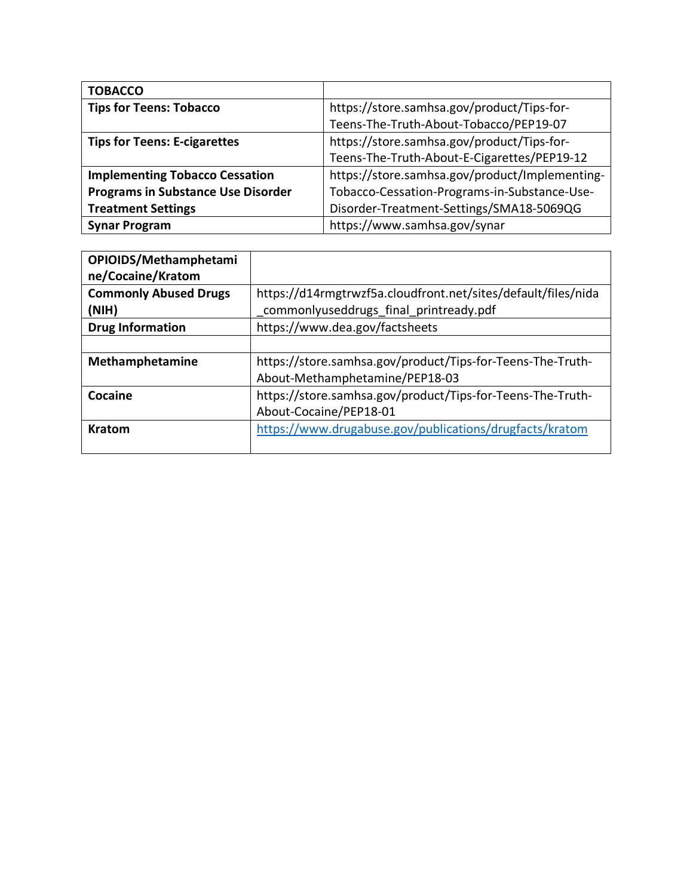| **TOBACCO** | |
|---|---|
| **Tips for Teens: Tobacco** | https://store.samhsa.gov/product/Tips-for-Teens-The-Truth-About-Tobacco/PEP19-07 |
| **Tips for Teens: E-cigarettes** | https://store.samhsa.gov/product/Tips-for-Teens-The-Truth-About-E-Cigarettes/PEP19-12 |
| **Implementing Tobacco Cessation Programs in Substance Use Disorder Treatment Settings** | https://store.samhsa.gov/product/Implementing-Tobacco-Cessation-Programs-in-Substance-Use-Disorder-Treatment-Settings/SMA18-5069QG |
| **Synar Program** | https://www.samhsa.gov/synar |

| **OPIOIDS/Methamphetamine/Cocaine/Kratom** | |
|---|---|
| **Commonly Abused Drugs (NIH)** | https://d14rmgtrwzf5a.cloudfront.net/sites/default/files/nida_commonlyuseddrugs_final_printready.pdf |
| **Drug Information** | https://www.dea.gov/factsheets |
| | |
| **Methamphetamine** | https://store.samhsa.gov/product/Tips-for-Teens-The-Truth-About-Methamphetamine/PEP18-03 |
| **Cocaine** | https://store.samhsa.gov/product/Tips-for-Teens-The-Truth-About-Cocaine/PEP18-01 |
| **Kratom** | https://www.drugabuse.gov/publications/drugfacts/kratom |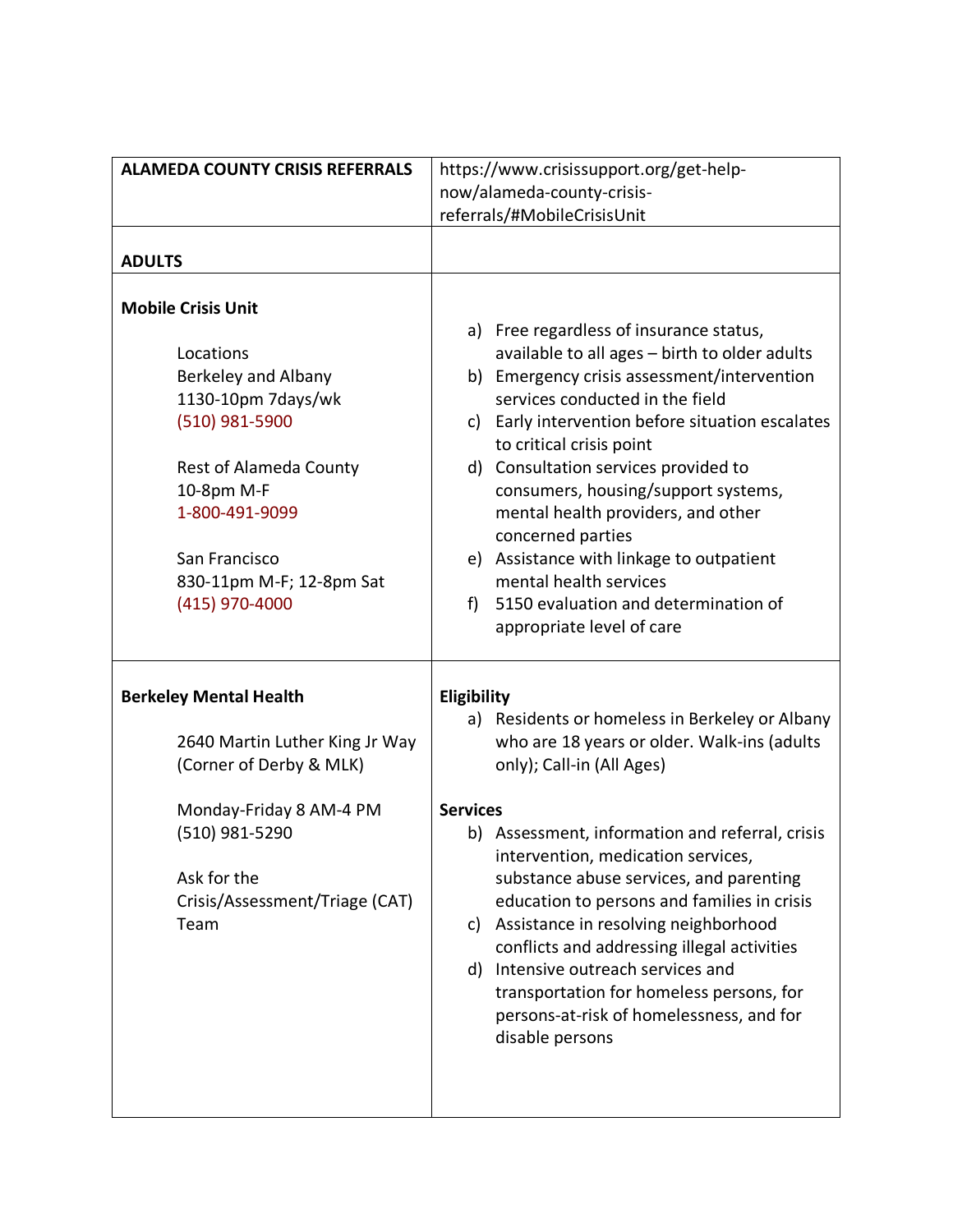| ALAMEDA COUNTY CRISIS REFERRALS | https://www.crisissupport.org/get-help-now/alameda-county-crisis-referrals/#MobileCrisisUnit |
|---|---|
| **ADULTS** | |
| **Mobile Crisis Unit**<br><br>Locations<br>Berkeley and Albany<br>1130-10pm 7days/wk<br>(510) 981-5900<br><br>Rest of Alameda County<br>10-8pm M-F<br>1-800-491-9099<br><br>San Francisco<br>830-11pm M-F; 12-8pm Sat<br>(415) 970-4000 | a) Free regardless of insurance status, available to all ages – birth to older adults<br>b) Emergency crisis assessment/intervention services conducted in the field<br>c) Early intervention before situation escalates to critical crisis point<br>d) Consultation services provided to consumers, housing/support systems, mental health providers, and other concerned parties<br>e) Assistance with linkage to outpatient mental health services<br>f) 5150 evaluation and determination of appropriate level of care |
| **Berkeley Mental Health**<br><br>2640 Martin Luther King Jr Way<br>(Corner of Derby & MLK)<br><br>Monday-Friday 8 AM-4 PM<br>(510) 981-5290<br><br>Ask for the Crisis/Assessment/Triage (CAT) Team | **Eligibility**<br>a) Residents or homeless in Berkeley or Albany who are 18 years or older. Walk-ins (adults only); Call-in (All Ages)<br><br>**Services**<br>b) Assessment, information and referral, crisis intervention, medication services, substance abuse services, and parenting education to persons and families in crisis<br>c) Assistance in resolving neighborhood conflicts and addressing illegal activities<br>d) Intensive outreach services and transportation for homeless persons, for persons-at-risk of homelessness, and for disable persons |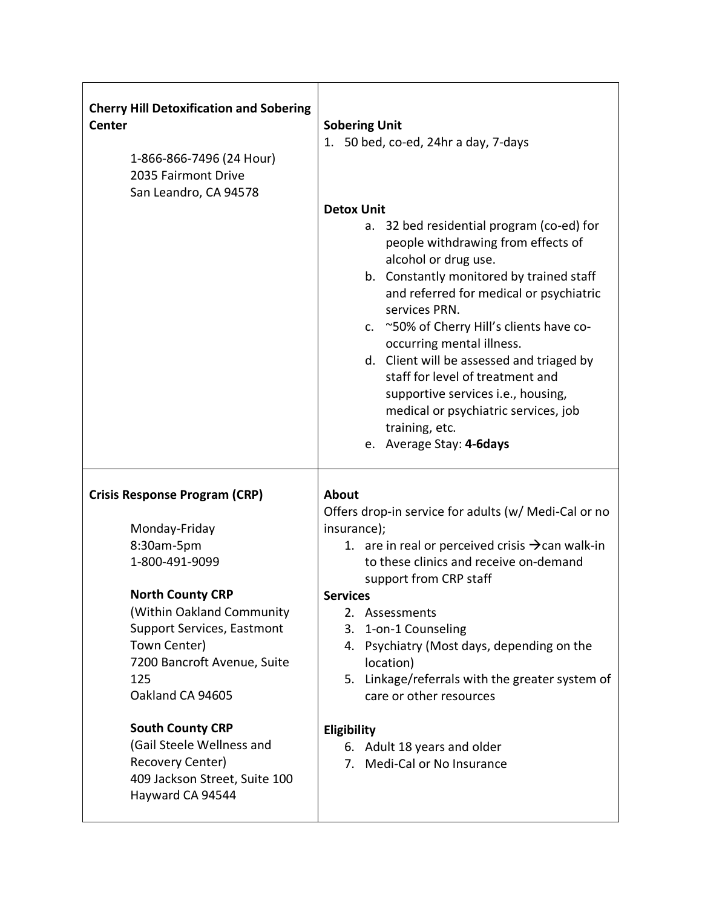| | |
|---|---|
| **Cherry Hill Detoxification and Sobering Center**<br><br>1-866-866-7496 (24 Hour)<br>2035 Fairmont Drive<br>San Leandro, CA 94578 | **Sobering Unit**<br>1. 50 bed, co-ed, 24hr a day, 7-days<br><br>**Detox Unit**<br>a. 32 bed residential program (co-ed) for people withdrawing from effects of alcohol or drug use.<br>b. Constantly monitored by trained staff and referred for medical or psychiatric services PRN.<br>c. ~50% of Cherry Hill's clients have co-occurring mental illness.<br>d. Client will be assessed and triaged by staff for level of treatment and supportive services i.e., housing, medical or psychiatric services, job training, etc.<br>e. Average Stay: **4-6days** |
| **Crisis Response Program (CRP)**<br><br>Monday-Friday<br>8:30am-5pm<br>1-800-491-9099<br><br>**North County CRP**<br>(Within Oakland Community Support Services, Eastmont Town Center)<br>7200 Bancroft Avenue, Suite 125<br>Oakland CA 94605<br><br>**South County CRP**<br>(Gail Steele Wellness and Recovery Center)<br>409 Jackson Street, Suite 100<br>Hayward CA 94544 | **About**<br>Offers drop-in service for adults (w/ Medi-Cal or no insurance);<br>1. are in real or perceived crisis → can walk-in to these clinics and receive on-demand support from CRP staff<br>**Services**<br>2. Assessments<br>3. 1-on-1 Counseling<br>4. Psychiatry (Most days, depending on the location)<br>5. Linkage/referrals with the greater system of care or other resources<br><br>**Eligibility**<br>6. Adult 18 years and older<br>7. Medi-Cal or No Insurance |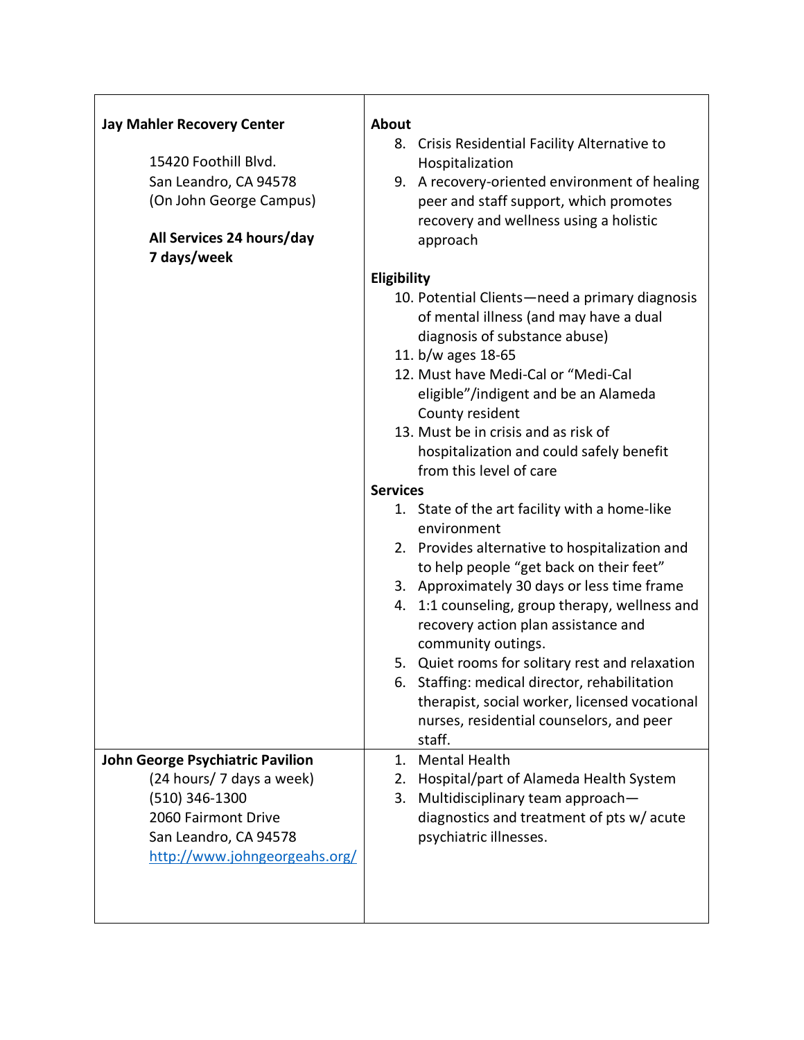| | |
|---|---|
| **Jay Mahler Recovery Center**<br><br>15420 Foothill Blvd.<br>San Leandro, CA 94578<br>(On John George Campus)<br><br>**All Services 24 hours/day**<br>**7 days/week** | **About**<br>8. Crisis Residential Facility Alternative to Hospitalization<br>9. A recovery-oriented environment of healing peer and staff support, which promotes recovery and wellness using a holistic approach<br><br>**Eligibility**<br>10. Potential Clients—need a primary diagnosis of mental illness (and may have a dual diagnosis of substance abuse)<br>11. b/w ages 18-65<br>12. Must have Medi-Cal or "Medi-Cal eligible"/indigent and be an Alameda County resident<br>13. Must be in crisis and as risk of hospitalization and could safely benefit from this level of care<br>**Services**<br>1. State of the art facility with a home-like environment<br>2. Provides alternative to hospitalization and to help people "get back on their feet"<br>3. Approximately 30 days or less time frame<br>4. 1:1 counseling, group therapy, wellness and recovery action plan assistance and community outings.<br>5. Quiet rooms for solitary rest and relaxation<br>6. Staffing: medical director, rehabilitation therapist, social worker, licensed vocational nurses, residential counselors, and peer staff. |
| **John George Psychiatric Pavilion**<br>(24 hours/ 7 days a week)<br>(510) 346-1300<br>2060 Fairmont Drive<br>San Leandro, CA 94578<br>[http://www.johngeorgeahs.org/](http://www.johngeorgeahs.org/) | 1. Mental Health<br>2. Hospital/part of Alameda Health System<br>3. Multidisciplinary team approach—diagnostics and treatment of pts w/ acute psychiatric illnesses. |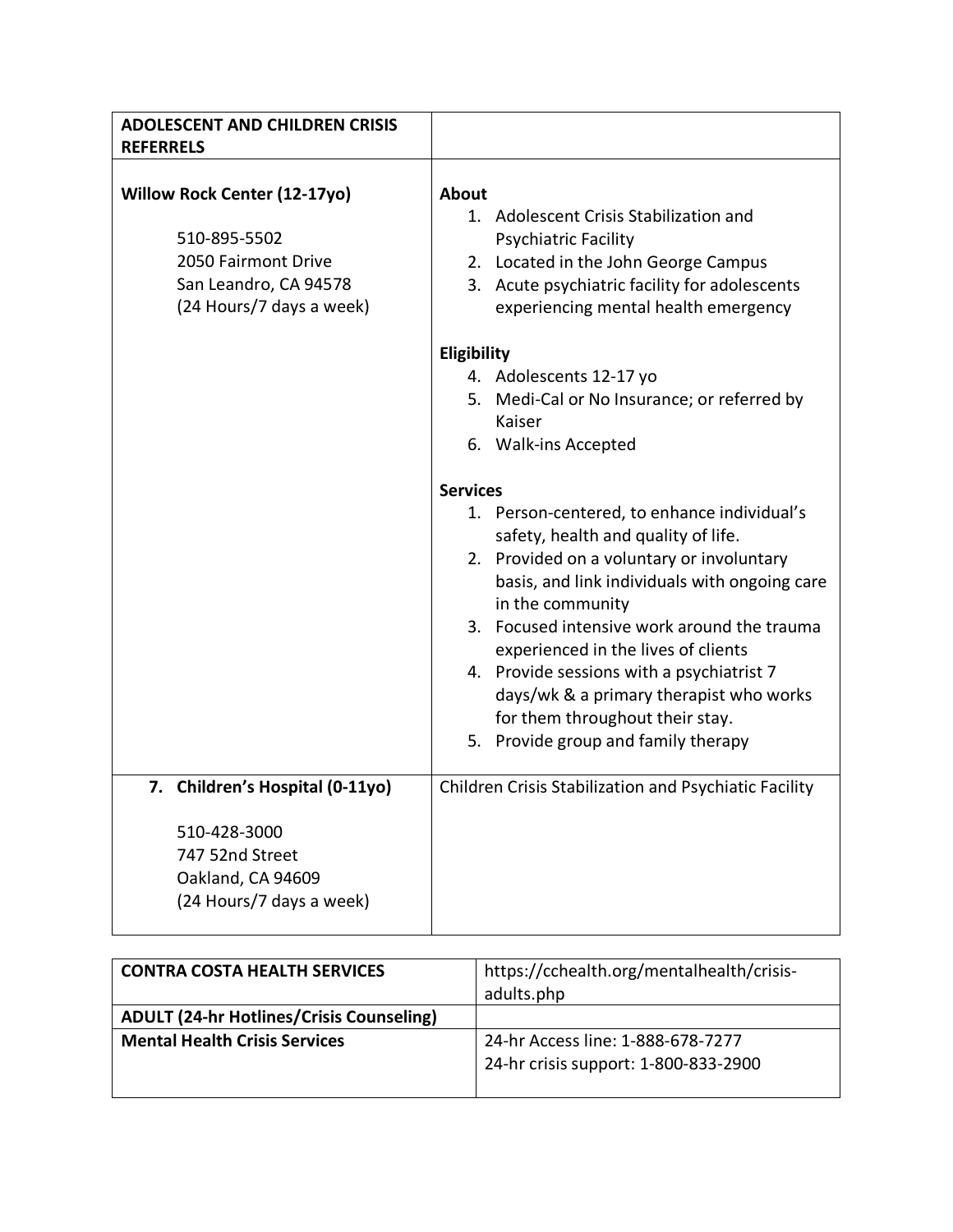| ADOLESCENT AND CHILDREN CRISIS REFERRELS | |
|---|---|
| **Willow Rock Center (12-17yo)**<br><br>510-895-5502<br>2050 Fairmont Drive<br>San Leandro, CA 94578<br>(24 Hours/7 days a week) | **About**<br>1. Adolescent Crisis Stabilization and Psychiatric Facility<br>2. Located in the John George Campus<br>3. Acute psychiatric facility for adolescents experiencing mental health emergency<br><br>**Eligibility**<br>4. Adolescents 12-17 yo<br>5. Medi-Cal or No Insurance; or referred by Kaiser<br>6. Walk-ins Accepted<br><br>**Services**<br>1. Person-centered, to enhance individual's safety, health and quality of life.<br>2. Provided on a voluntary or involuntary basis, and link individuals with ongoing care in the community<br>3. Focused intensive work around the trauma experienced in the lives of clients<br>4. Provide sessions with a psychiatrist 7 days/wk & a primary therapist who works for them throughout their stay.<br>5. Provide group and family therapy |
| **7. Children's Hospital (0-11yo)**<br><br>510-428-3000<br>747 52nd Street<br>Oakland, CA 94609<br>(24 Hours/7 days a week) | Children Crisis Stabilization and Psychiatic Facility |

| CONTRA COSTA HEALTH SERVICES | https://cchealth.org/mentalhealth/crisis-adults.php |
|---|---|
| **ADULT (24-hr Hotlines/Crisis Counseling)** | |
| **Mental Health Crisis Services** | 24-hr Access line: 1-888-678-7277<br>24-hr crisis support: 1-800-833-2900 |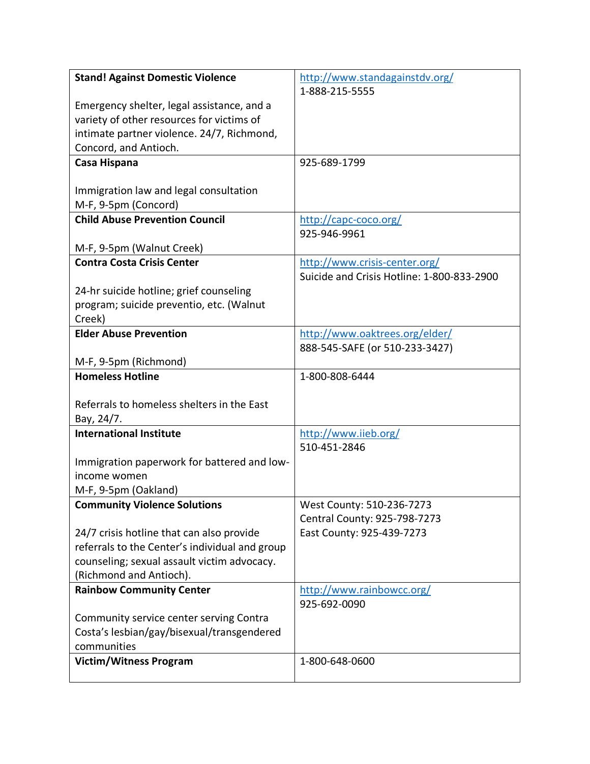| | |
|---|---|
| **Stand! Against Domestic Violence**<br><br>Emergency shelter, legal assistance, and a variety of other resources for victims of intimate partner violence. 24/7, Richmond, Concord, and Antioch. | http://www.standagainstdv.org/<br>1-888-215-5555 |
| **Casa Hispana**<br><br>Immigration law and legal consultation<br>M-F, 9-5pm (Concord) | 925-689-1799 |
| **Child Abuse Prevention Council**<br><br>M-F, 9-5pm (Walnut Creek) | http://capc-coco.org/<br>925-946-9961 |
| **Contra Costa Crisis Center**<br><br>24-hr suicide hotline; grief counseling program; suicide preventio, etc. (Walnut Creek) | http://www.crisis-center.org/<br>Suicide and Crisis Hotline: 1-800-833-2900 |
| **Elder Abuse Prevention**<br><br>M-F, 9-5pm (Richmond) | http://www.oaktrees.org/elder/<br>888-545-SAFE (or 510-233-3427) |
| **Homeless Hotline**<br><br>Referrals to homeless shelters in the East Bay, 24/7. | 1-800-808-6444 |
| **International Institute**<br><br>Immigration paperwork for battered and low-income women<br>M-F, 9-5pm (Oakland) | http://www.iieb.org/<br>510-451-2846 |
| **Community Violence Solutions**<br><br>24/7 crisis hotline that can also provide referrals to the Center's individual and group counseling; sexual assault victim advocacy. (Richmond and Antioch). | West County: 510-236-7273<br>Central County: 925-798-7273<br>East County: 925-439-7273 |
| **Rainbow Community Center**<br><br>Community service center serving Contra Costa's lesbian/gay/bisexual/transgendered communities | http://www.rainbowcc.org/<br>925-692-0090 |
| **Victim/Witness Program** | 1-800-648-0600 |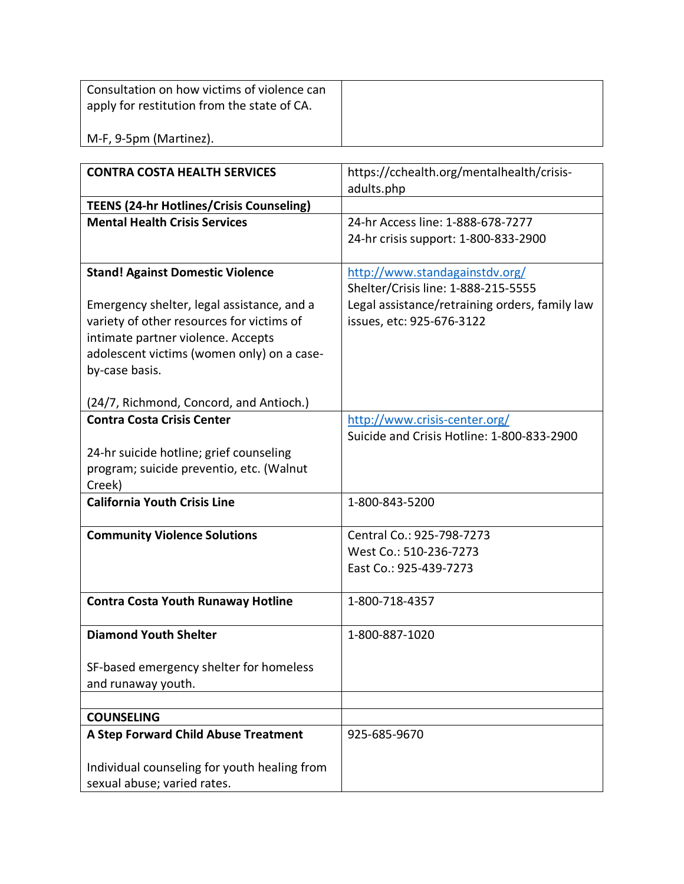| Consultation on how victims of violence can apply for restitution from the state of CA.<br><br>M-F, 9-5pm (Martinez). | |
|---|---|

| **CONTRA COSTA HEALTH SERVICES** | https://cchealth.org/mentalhealth/crisis-adults.php |
|---|---|
| **TEENS (24-hr Hotlines/Crisis Counseling)** | |
| **Mental Health Crisis Services** | 24-hr Access line: 1-888-678-7277<br>24-hr crisis support: 1-800-833-2900 |
| **Stand! Against Domestic Violence**<br><br>Emergency shelter, legal assistance, and a variety of other resources for victims of intimate partner violence. Accepts adolescent victims (women only) on a case-by-case basis.<br><br>(24/7, Richmond, Concord, and Antioch.) | http://www.standagainstdv.org/<br>Shelter/Crisis line: 1-888-215-5555<br>Legal assistance/retraining orders, family law issues, etc: 925-676-3122 |
| **Contra Costa Crisis Center**<br><br>24-hr suicide hotline; grief counseling program; suicide preventio, etc. (Walnut Creek) | http://www.crisis-center.org/<br>Suicide and Crisis Hotline: 1-800-833-2900 |
| **California Youth Crisis Line** | 1-800-843-5200 |
| **Community Violence Solutions** | Central Co.: 925-798-7273<br>West Co.: 510-236-7273<br>East Co.: 925-439-7273 |
| **Contra Costa Youth Runaway Hotline** | 1-800-718-4357 |
| **Diamond Youth Shelter**<br><br>SF-based emergency shelter for homeless and runaway youth. | 1-800-887-1020 |
| | |
| **COUNSELING** | |
| **A Step Forward Child Abuse Treatment**<br><br>Individual counseling for youth healing from sexual abuse; varied rates. | 925-685-9670 |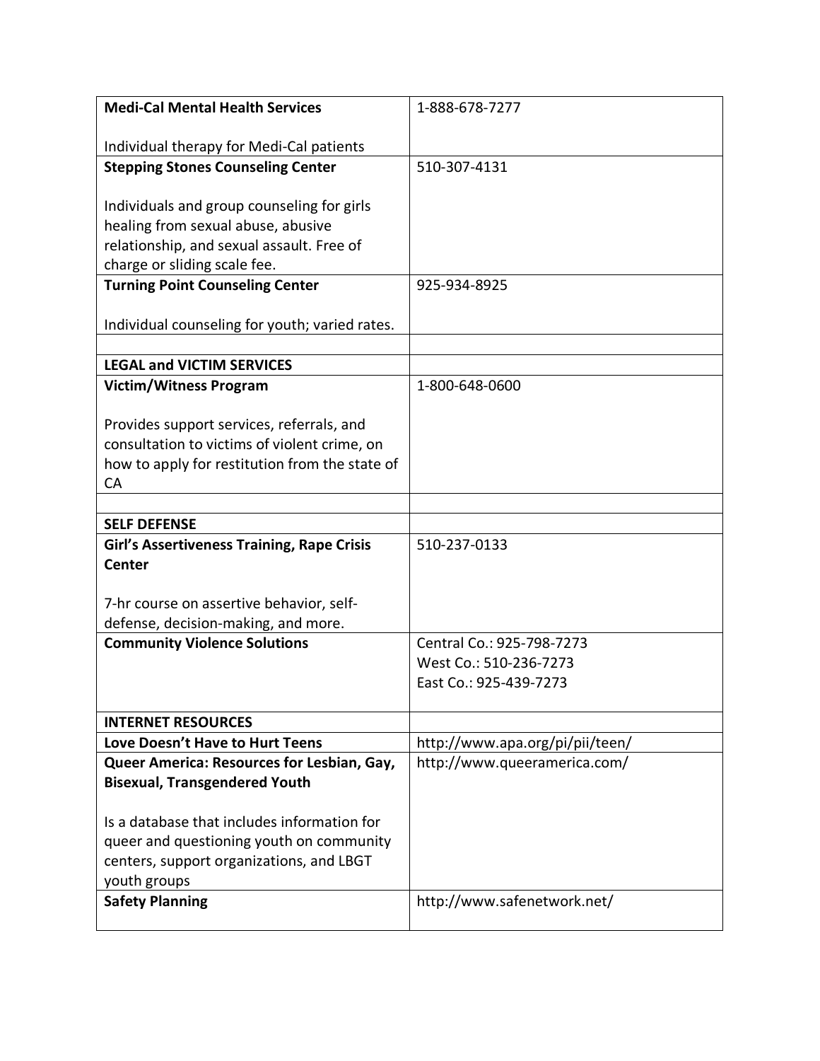| | |
|---|---|
| **Medi-Cal Mental Health Services**<br><br>Individual therapy for Medi-Cal patients | 1-888-678-7277 |
| **Stepping Stones Counseling Center**<br><br>Individuals and group counseling for girls healing from sexual abuse, abusive relationship, and sexual assault. Free of charge or sliding scale fee. | 510-307-4131 |
| **Turning Point Counseling Center**<br><br>Individual counseling for youth; varied rates. | 925-934-8925 |
| | |
| **LEGAL and VICTIM SERVICES** | |
| **Victim/Witness Program**<br><br>Provides support services, referrals, and consultation to victims of violent crime, on how to apply for restitution from the state of CA | 1-800-648-0600 |
| | |
| **SELF DEFENSE** | |
| **Girl's Assertiveness Training, Rape Crisis Center**<br><br>7-hr course on assertive behavior, self-defense, decision-making, and more. | 510-237-0133 |
| **Community Violence Solutions** | Central Co.: 925-798-7273<br>West Co.: 510-236-7273<br>East Co.: 925-439-7273 |
| **INTERNET RESOURCES** | |
| **Love Doesn't Have to Hurt Teens** | http://www.apa.org/pi/pii/teen/ |
| **Queer America: Resources for Lesbian, Gay, Bisexual, Transgendered Youth**<br><br>Is a database that includes information for queer and questioning youth on community centers, support organizations, and LBGT youth groups | http://www.queeramerica.com/ |
| **Safety Planning** | http://www.safenetwork.net/ |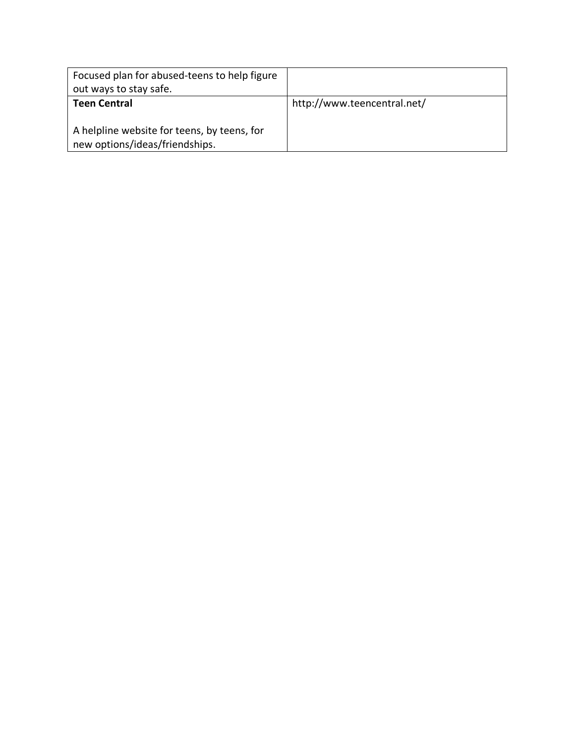| | |
|---|---|
| Focused plan for abused-teens to help figure out ways to stay safe. | |
| **Teen Central**<br><br>A helpline website for teens, by teens, for new options/ideas/friendships. | http://www.teencentral.net/ |